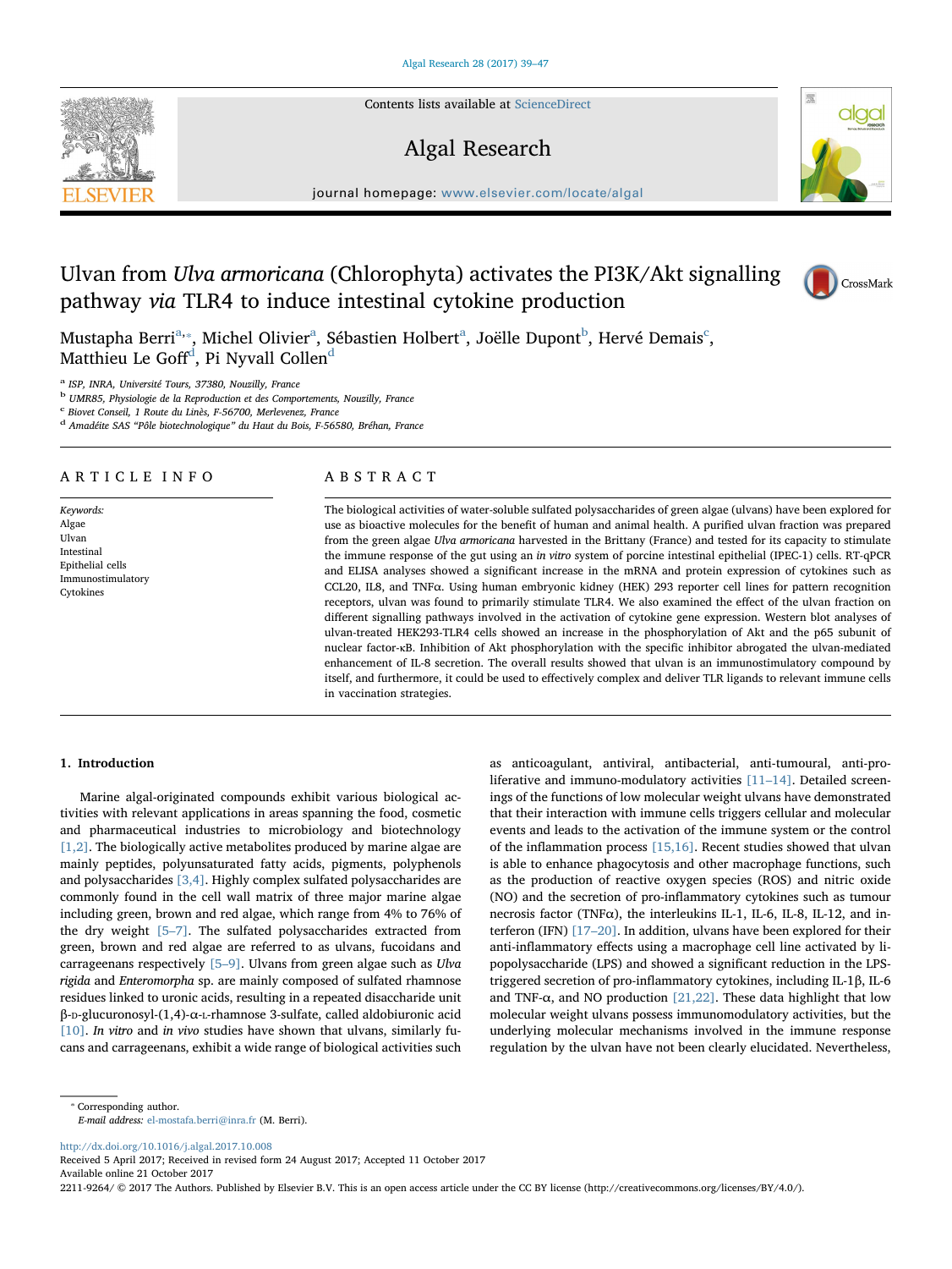# Ulvan from *Ulva armoricana* (Chlorophyta) activates the PI3K/Akt signalling pathway *via* TLR4 to induce intestinal cytokine production

Mustapha Berri[a,*], Michel Olivier[a], Sébastien Holbert[a], Joëlle Dupont[b], Hervé Demais[c], Matthieu Le Goff[d], Pi Nyvall Collen[d]

[a] ISP, INRA, Université Tours, 37380, Nouzilly, France
[b] UMR85, Physiologie de la Reproduction et des Comportements, Nouzilly, France
[c] Biovet Conseil, 1 Route du Linès, F-56700, Merlevenez, France
[d] Amadéite SAS "Pôle biotechnologique" du Haut du Bois, F-56580, Bréhan, France

## ARTICLE INFO

*Keywords:*
Algae
Ulvan
Intestinal
Epithelial cells
Immunostimulatory
Cytokines

## ABSTRACT

The biological activities of water-soluble sulfated polysaccharides of green algae (ulvans) have been explored for use as bioactive molecules for the benefit of human and animal health. A purified ulvan fraction was prepared from the green algae *Ulva armoricana* harvested in the Brittany (France) and tested for its capacity to stimulate the immune response of the gut using an *in vitro* system of porcine intestinal epithelial (IPEC-1) cells. RT-qPCR and ELISA analyses showed a significant increase in the mRNA and protein expression of cytokines such as CCL20, IL8, and TNFα. Using human embryonic kidney (HEK) 293 reporter cell lines for pattern recognition receptors, ulvan was found to primarily stimulate TLR4. We also examined the effect of the ulvan fraction on different signalling pathways involved in the activation of cytokine gene expression. Western blot analyses of ulvan-treated HEK293-TLR4 cells showed an increase in the phosphorylation of Akt and the p65 subunit of nuclear factor-κB. Inhibition of Akt phosphorylation with the specific inhibitor abrogated the ulvan-mediated enhancement of IL-8 secretion. The overall results showed that ulvan is an immunostimulatory compound by itself, and furthermore, it could be used to effectively complex and deliver TLR ligands to relevant immune cells in vaccination strategies.

## 1. Introduction

Marine algal-originated compounds exhibit various biological activities with relevant applications in areas spanning the food, cosmetic and pharmaceutical industries to microbiology and biotechnology [1,2]. The biologically active metabolites produced by marine algae are mainly peptides, polyunsaturated fatty acids, pigments, polyphenols and polysaccharides [3,4]. Highly complex sulfated polysaccharides are commonly found in the cell wall matrix of three major marine algae including green, brown and red algae, which range from 4% to 76% of the dry weight [5–7]. The sulfated polysaccharides extracted from green, brown and red algae are referred to as ulvans, fucoidans and carrageenans respectively [5–9]. Ulvans from green algae such as *Ulva rigida* and *Enteromorpha* sp. are mainly composed of sulfated rhamnose residues linked to uronic acids, resulting in a repeated disaccharide unit β-D-glucuronosyl-(1,4)-α-L-rhamnose 3-sulfate, called aldobiuronic acid [10]. *In vitro* and *in vivo* studies have shown that ulvans, similarly fucans and carrageenans, exhibit a wide range of biological activities such as anticoagulant, antiviral, antibacterial, anti-tumoural, anti-proliferative and immuno-modulatory activities [11–14]. Detailed screenings of the functions of low molecular weight ulvans have demonstrated that their interaction with immune cells triggers cellular and molecular events and leads to the activation of the immune system or the control of the inflammation process [15,16]. Recent studies showed that ulvan is able to enhance phagocytosis and other macrophage functions, such as the production of reactive oxygen species (ROS) and nitric oxide (NO) and the secretion of pro-inflammatory cytokines such as tumour necrosis factor (TNFα), the interleukins IL-1, IL-6, IL-8, IL-12, and interferon (IFN) [17–20]. In addition, ulvans have been explored for their anti-inflammatory effects using a macrophage cell line activated by lipopolysaccharide (LPS) and showed a significant reduction in the LPS-triggered secretion of pro-inflammatory cytokines, including IL-1β, IL-6 and TNF-α, and NO production [21,22]. These data highlight that low molecular weight ulvans possess immunomodulatory activities, but the underlying molecular mechanisms involved in the immune response regulation by the ulvan have not been clearly elucidated. Nevertheless,

* Corresponding author.
*E-mail address:* el-mostafa.berri@inra.fr (M. Berri).

http://dx.doi.org/10.1016/j.algal.2017.10.008
Received 5 April 2017; Received in revised form 24 August 2017; Accepted 11 October 2017
Available online 21 October 2017
2211-9264/ © 2017 The Authors. Published by Elsevier B.V. This is an open access article under the CC BY license (http://creativecommons.org/licenses/BY/4.0/).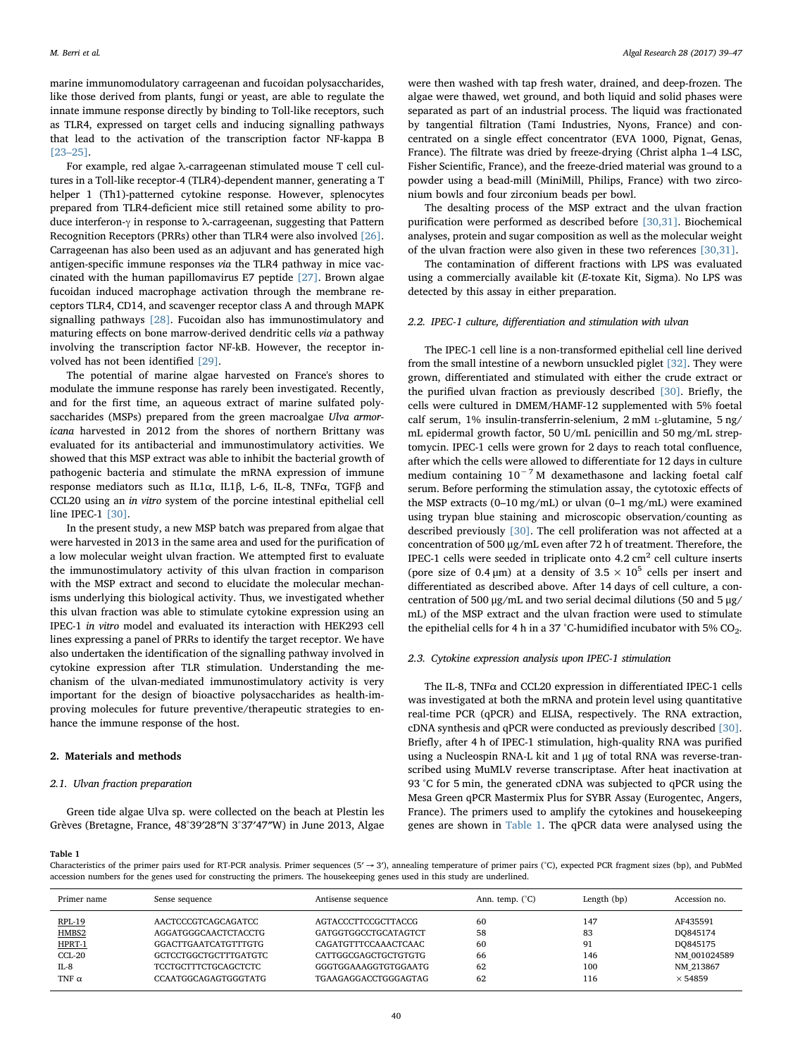marine immunomodulatory carrageenan and fucoidan polysaccharides, like those derived from plants, fungi or yeast, are able to regulate the innate immune response directly by binding to Toll-like receptors, such as TLR4, expressed on target cells and inducing signalling pathways that lead to the activation of the transcription factor NF-kappa B [23–25].

For example, red algae λ-carrageenan stimulated mouse T cell cultures in a Toll-like receptor-4 (TLR4)-dependent manner, generating a T helper 1 (Th1)-patterned cytokine response. However, splenocytes prepared from TLR4-deficient mice still retained some ability to produce interferon-γ in response to λ-carrageenan, suggesting that Pattern Recognition Receptors (PRRs) other than TLR4 were also involved [26]. Carrageenan has also been used as an adjuvant and has generated high antigen-specific immune responses *via* the TLR4 pathway in mice vaccinated with the human papillomavirus E7 peptide [27]. Brown algae fucoidan induced macrophage activation through the membrane receptors TLR4, CD14, and scavenger receptor class A and through MAPK signalling pathways [28]. Fucoidan also has immunostimulatory and maturing effects on bone marrow-derived dendritic cells *via* a pathway involving the transcription factor NF-kB. However, the receptor involved has not been identified [29].

The potential of marine algae harvested on France's shores to modulate the immune response has rarely been investigated. Recently, and for the first time, an aqueous extract of marine sulfated polysaccharides (MSPs) prepared from the green macroalgae *Ulva armoricana* harvested in 2012 from the shores of northern Brittany was evaluated for its antibacterial and immunostimulatory activities. We showed that this MSP extract was able to inhibit the bacterial growth of pathogenic bacteria and stimulate the mRNA expression of immune response mediators such as IL1α, IL1β, L-6, IL-8, TNFα, TGFβ and CCL20 using an *in vitro* system of the porcine intestinal epithelial cell line IPEC-1 [30].

In the present study, a new MSP batch was prepared from algae that were harvested in 2013 in the same area and used for the purification of a low molecular weight ulvan fraction. We attempted first to evaluate the immunostimulatory activity of this ulvan fraction in comparison with the MSP extract and second to elucidate the molecular mechanisms underlying this biological activity. Thus, we investigated whether this ulvan fraction was able to stimulate cytokine expression using an IPEC-1 *in vitro* model and evaluated its interaction with HEK293 cell lines expressing a panel of PRRs to identify the target receptor. We have also undertaken the identification of the signalling pathway involved in cytokine expression after TLR stimulation. Understanding the mechanism of the ulvan-mediated immunostimulatory activity is very important for the design of bioactive polysaccharides as health-improving molecules for future preventive/therapeutic strategies to enhance the immune response of the host.

## 2. Materials and methods

### 2.1. Ulvan fraction preparation

Green tide algae Ulva sp. were collected on the beach at Plestin les Grèves (Bretagne, France, 48°39′28″N 3°37′47″W) in June 2013, Algae were then washed with tap fresh water, drained, and deep-frozen. The algae were thawed, wet ground, and both liquid and solid phases were separated as part of an industrial process. The liquid was fractionated by tangential filtration (Tami Industries, Nyons, France) and concentrated on a single effect concentrator (EVA 1000, Pignat, Genas, France). The filtrate was dried by freeze-drying (Christ alpha 1–4 LSC, Fisher Scientific, France), and the freeze-dried material was ground to a powder using a bead-mill (MiniMill, Philips, France) with two zirconium bowls and four zirconium beads per bowl.

The desalting process of the MSP extract and the ulvan fraction purification were performed as described before [30,31]. Biochemical analyses, protein and sugar composition as well as the molecular weight of the ulvan fraction were also given in these two references [30,31].

The contamination of different fractions with LPS was evaluated using a commercially available kit (*E*-toxate Kit, Sigma). No LPS was detected by this assay in either preparation.

### 2.2. IPEC-1 culture, differentiation and stimulation with ulvan

The IPEC-1 cell line is a non-transformed epithelial cell line derived from the small intestine of a newborn unsuckled piglet [32]. They were grown, differentiated and stimulated with either the crude extract or the purified ulvan fraction as previously described [30]. Briefly, the cells were cultured in DMEM/HAMF-12 supplemented with 5% foetal calf serum, 1% insulin-transferrin-selenium, 2 mM L-glutamine, 5 ng/mL epidermal growth factor, 50 U/mL penicillin and 50 mg/mL streptomycin. IPEC-1 cells were grown for 2 days to reach total confluence, after which the cells were allowed to differentiate for 12 days in culture medium containing $10^{-7}$ M dexamethasone and lacking foetal calf serum. Before performing the stimulation assay, the cytotoxic effects of the MSP extracts (0–10 mg/mL) or ulvan (0–1 mg/mL) were examined using trypan blue staining and microscopic observation/counting as described previously [30]. The cell proliferation was not affected at a concentration of 500 μg/mL even after 72 h of treatment. Therefore, the IPEC-1 cells were seeded in triplicate onto 4.2 cm$^2$ cell culture inserts (pore size of 0.4 μm) at a density of $3.5 \times 10^5$ cells per insert and differentiated as described above. After 14 days of cell culture, a concentration of 500 μg/mL and two serial decimal dilutions (50 and 5 μg/mL) of the MSP extract and the ulvan fraction were used to stimulate the epithelial cells for 4 h in a 37 °C-humidified incubator with 5% $CO_2$.

### 2.3. Cytokine expression analysis upon IPEC-1 stimulation

The IL-8, TNFα and CCL20 expression in differentiated IPEC-1 cells was investigated at both the mRNA and protein level using quantitative real-time PCR (qPCR) and ELISA, respectively. The RNA extraction, cDNA synthesis and qPCR were conducted as previously described [30]. Briefly, after 4 h of IPEC-1 stimulation, high-quality RNA was purified using a Nucleospin RNA-L kit and 1 μg of total RNA was reverse-transcribed using MuMLV reverse transcriptase. After heat inactivation at 93 °C for 5 min, the generated cDNA was subjected to qPCR using the Mesa Green qPCR Mastermix Plus for SYBR Assay (Eurogentec, Angers, France). The primers used to amplify the cytokines and housekeeping genes are shown in Table 1. The qPCR data were analysed using the

**Table 1**
Characteristics of the primer pairs used for RT-PCR analysis. Primer sequences (5′ → 3′), annealing temperature of primer pairs (°C), expected PCR fragment sizes (bp), and PubMed accession numbers for the genes used for constructing the primers. The housekeeping genes used in this study are underlined.

| Primer name | Sense sequence | Antisense sequence | Ann. temp. (°C) | Length (bp) | Accession no. |
|---|---|---|---|---|---|
| <u>RPL-19</u> | AACTCCCGTCAGCAGATCC | AGTACCCTTCCGCTTACCG | 60 | 147 | AF435591 |
| <u>HMBS2</u> | AGGATGGGCAACTCTACCTG | GATGGTGGCCTGCATAGTCT | 58 | 83 | DQ845174 |
| <u>HPRT-1</u> | GGACTTGAATCATGTTTGTG | CAGATGTTTCCAAACTCAAC | 60 | 91 | DQ845175 |
| CCL-20 | GCTCCTGGCTGCTTTGATGTC | CATTGGCGAGCTGCTGTGTG | 66 | 146 | NM_001024589 |
| IL-8 | TCCTGCTTTCTGCAGCTCTC | GGGTGGAAAGGTGTGGAATG | 62 | 100 | NM_213867 |
| TNF α | CCAATGGCAGAGTGGGTATG | TGAAGAGGACCTGGGAGTAG | 62 | 116 | × 54859 |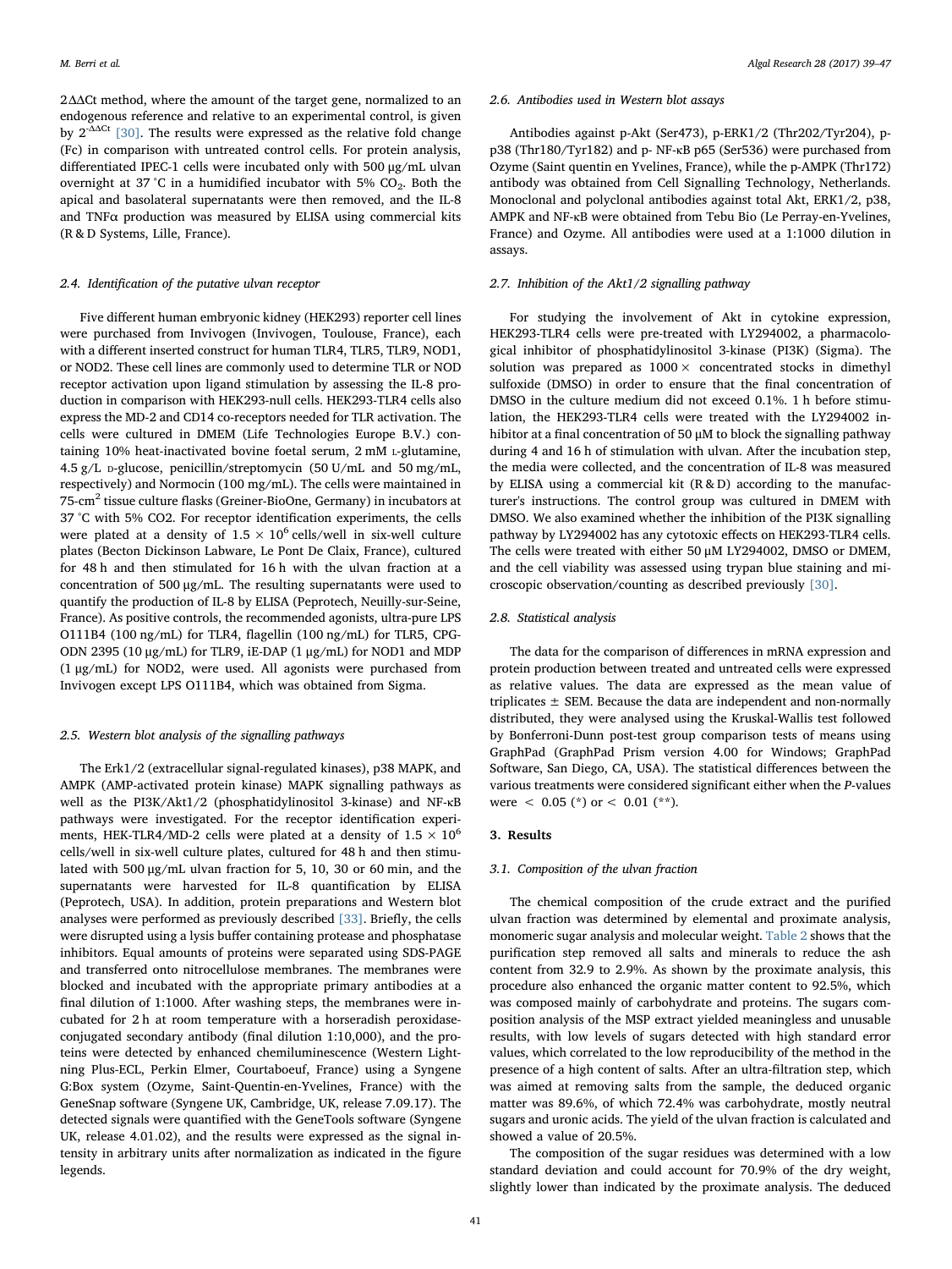2ΔΔCt method, where the amount of the target gene, normalized to an endogenous reference and relative to an experimental control, is given by $2^{-\Delta\Delta Ct}$ [30]. The results were expressed as the relative fold change (Fc) in comparison with untreated control cells. For protein analysis, differentiated IPEC-1 cells were incubated only with 500 μg/mL ulvan overnight at 37 °C in a humidified incubator with 5% $CO_2$. Both the apical and basolateral supernatants were then removed, and the IL-8 and TNFα production was measured by ELISA using commercial kits (R & D Systems, Lille, France).

### 2.4. Identification of the putative ulvan receptor

Five different human embryonic kidney (HEK293) reporter cell lines were purchased from Invivogen (Invivogen, Toulouse, France), each with a different inserted construct for human TLR4, TLR5, TLR9, NOD1, or NOD2. These cell lines are commonly used to determine TLR or NOD receptor activation upon ligand stimulation by assessing the IL-8 production in comparison with HEK293-null cells. HEK293-TLR4 cells also express the MD-2 and CD14 co-receptors needed for TLR activation. The cells were cultured in DMEM (Life Technologies Europe B.V.) containing 10% heat-inactivated bovine foetal serum, 2 mM L-glutamine, 4.5 g/L D-glucose, penicillin/streptomycin (50 U/mL and 50 mg/mL, respectively) and Normocin (100 mg/mL). The cells were maintained in 75-cm$^2$ tissue culture flasks (Greiner-BioOne, Germany) in incubators at 37 °C with 5% CO2. For receptor identification experiments, the cells were plated at a density of $1.5 \times 10^6$ cells/well in six-well culture plates (Becton Dickinson Labware, Le Pont De Claix, France), cultured for 48 h and then stimulated for 16 h with the ulvan fraction at a concentration of 500 μg/mL. The resulting supernatants were used to quantify the production of IL-8 by ELISA (Peprotech, Neuilly-sur-Seine, France). As positive controls, the recommended agonists, ultra-pure LPS O111B4 (100 ng/mL) for TLR4, flagellin (100 ng/mL) for TLR5, CPG-ODN 2395 (10 μg/mL) for TLR9, iE-DAP (1 μg/mL) for NOD1 and MDP (1 μg/mL) for NOD2, were used. All agonists were purchased from Invivogen except LPS O111B4, which was obtained from Sigma.

### 2.5. Western blot analysis of the signalling pathways

The Erk1/2 (extracellular signal-regulated kinases), p38 MAPK, and AMPK (AMP-activated protein kinase) MAPK signalling pathways as well as the PI3K/Akt1/2 (phosphatidylinositol 3-kinase) and NF-κB pathways were investigated. For the receptor identification experiments, HEK-TLR4/MD-2 cells were plated at a density of $1.5 \times 10^6$ cells/well in six-well culture plates, cultured for 48 h and then stimulated with 500 μg/mL ulvan fraction for 5, 10, 30 or 60 min, and the supernatants were harvested for IL-8 quantification by ELISA (Peprotech, USA). In addition, protein preparations and Western blot analyses were performed as previously described [33]. Briefly, the cells were disrupted using a lysis buffer containing protease and phosphatase inhibitors. Equal amounts of proteins were separated using SDS-PAGE and transferred onto nitrocellulose membranes. The membranes were blocked and incubated with the appropriate primary antibodies at a final dilution of 1:1000. After washing steps, the membranes were incubated for 2 h at room temperature with a horseradish peroxidase-conjugated secondary antibody (final dilution 1:10,000), and the proteins were detected by enhanced chemiluminescence (Western Lightning Plus-ECL, Perkin Elmer, Courtaboeuf, France) using a Syngene G:Box system (Ozyme, Saint-Quentin-en-Yvelines, France) with the GeneSnap software (Syngene UK, Cambridge, UK, release 7.09.17). The detected signals were quantified with the GeneTools software (Syngene UK, release 4.01.02), and the results were expressed as the signal intensity in arbitrary units after normalization as indicated in the figure legends.

### 2.6. Antibodies used in Western blot assays

Antibodies against p-Akt (Ser473), p-ERK1/2 (Thr202/Tyr204), p-p38 (Thr180/Tyr182) and p- NF-κB p65 (Ser536) were purchased from Ozyme (Saint quentin en Yvelines, France), while the p-AMPK (Thr172) antibody was obtained from Cell Signalling Technology, Netherlands. Monoclonal and polyclonal antibodies against total Akt, ERK1/2, p38, AMPK and NF-κB were obtained from Tebu Bio (Le Perray-en-Yvelines, France) and Ozyme. All antibodies were used at a 1:1000 dilution in assays.

### 2.7. Inhibition of the Akt1/2 signalling pathway

For studying the involvement of Akt in cytokine expression, HEK293-TLR4 cells were pre-treated with LY294002, a pharmacological inhibitor of phosphatidylinositol 3-kinase (PI3K) (Sigma). The solution was prepared as 1000× concentrated stocks in dimethyl sulfoxide (DMSO) in order to ensure that the final concentration of DMSO in the culture medium did not exceed 0.1%. 1 h before stimulation, the HEK293-TLR4 cells were treated with the LY294002 inhibitor at a final concentration of 50 μM to block the signalling pathway during 4 and 16 h of stimulation with ulvan. After the incubation step, the media were collected, and the concentration of IL-8 was measured by ELISA using a commercial kit (R & D) according to the manufacturer's instructions. The control group was cultured in DMEM with DMSO. We also examined whether the inhibition of the PI3K signalling pathway by LY294002 has any cytotoxic effects on HEK293-TLR4 cells. The cells were treated with either 50 μM LY294002, DMSO or DMEM, and the cell viability was assessed using trypan blue staining and microscopic observation/counting as described previously [30].

### 2.8. Statistical analysis

The data for the comparison of differences in mRNA expression and protein production between treated and untreated cells were expressed as relative values. The data are expressed as the mean value of triplicates ± SEM. Because the data are independent and non-normally distributed, they were analysed using the Kruskal-Wallis test followed by Bonferroni-Dunn post-test group comparison tests of means using GraphPad (GraphPad Prism version 4.00 for Windows; GraphPad Software, San Diego, CA, USA). The statistical differences between the various treatments were considered significant either when the *P*-values were $< 0.05$ (*) or $< 0.01$ (**).

## 3. Results

### 3.1. Composition of the ulvan fraction

The chemical composition of the crude extract and the purified ulvan fraction was determined by elemental and proximate analysis, monomeric sugar analysis and molecular weight. Table 2 shows that the purification step removed all salts and minerals to reduce the ash content from 32.9 to 2.9%. As shown by the proximate analysis, this procedure also enhanced the organic matter content to 92.5%, which was composed mainly of carbohydrate and proteins. The sugars composition analysis of the MSP extract yielded meaningless and unusable results, with low levels of sugars detected with high standard error values, which correlated to the low reproducibility of the method in the presence of a high content of salts. After an ultra-filtration step, which was aimed at removing salts from the sample, the deduced organic matter was 89.6%, of which 72.4% was carbohydrate, mostly neutral sugars and uronic acids. The yield of the ulvan fraction is calculated and showed a value of 20.5%.

The composition of the sugar residues was determined with a low standard deviation and could account for 70.9% of the dry weight, slightly lower than indicated by the proximate analysis. The deduced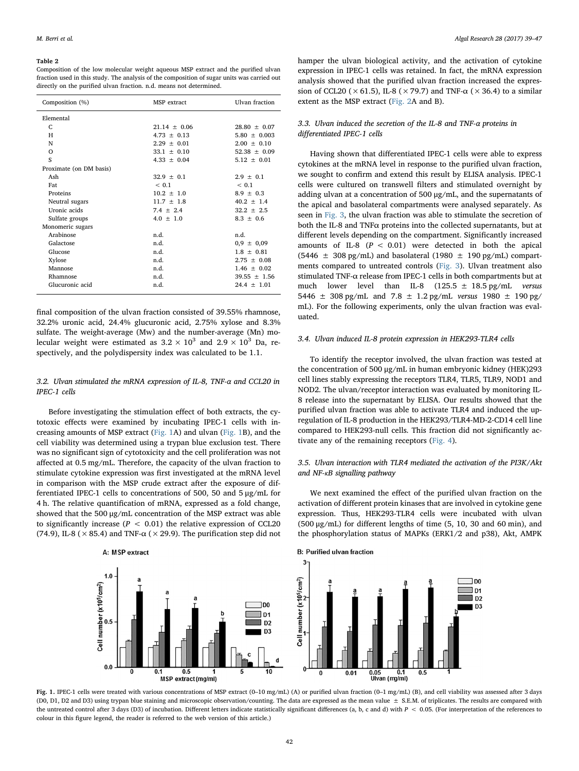**Table 2**

Composition of the low molecular weight aqueous MSP extract and the purified ulvan fraction used in this study. The analysis of the composition of sugar units was carried out directly on the purified ulvan fraction. n.d. means not determined.

| Composition (%) | MSP extract | Ulvan fraction |
|---|---|---|
| Elemental | | |
| C | 21.14 ± 0.06 | 28.80 ± 0.07 |
| H | 4.73 ± 0.13 | 5.80 ± 0.003 |
| N | 2.29 ± 0.01 | 2.00 ± 0.10 |
| O | 33.1 ± 0.10 | 52.38 ± 0.09 |
| S | 4.33 ± 0.04 | 5.12 ± 0.01 |
| Proximate (on DM basis) | | |
| Ash | 32.9 ± 0.1 | 2.9 ± 0.1 |
| Fat | < 0.1 | < 0.1 |
| Proteins | 10.2 ± 1.0 | 8.9 ± 0.3 |
| Neutral sugars | 11.7 ± 1.8 | 40.2 ± 1.4 |
| Uronic acids | 7.4 ± 2.4 | 32.2 ± 2.5 |
| Sulfate groups | 4.0 ± 1.0 | 8.3 ± 0.6 |
| Monomeric sugars | | |
| Arabinose | n.d. | n.d. |
| Galactose | n.d. | 0,9 ± 0,09 |
| Glucose | n.d. | 1.8 ± 0.81 |
| Xylose | n.d. | 2.75 ± 0.08 |
| Mannose | n.d. | 1.46 ± 0.02 |
| Rhamnose | n.d. | 39.55 ± 1.56 |
| Glucuronic acid | n.d. | 24.4 ± 1.01 |

final composition of the ulvan fraction consisted of 39.55% rhamnose, 32.2% uronic acid, 24.4% glucuronic acid, 2.75% xylose and 8.3% sulfate. The weight-average (Mw) and the number-average (Mn) molecular weight were estimated as $3.2 \times 10^3$ and $2.9 \times 10^3$ Da, respectively, and the polydispersity index was calculated to be 1.1.

### 3.2. Ulvan stimulated the mRNA expression of IL-8, TNF-α and CCL20 in IPEC-1 cells

Before investigating the stimulation effect of both extracts, the cytotoxic effects were examined by incubating IPEC-1 cells with increasing amounts of MSP extract (Fig. 1A) and ulvan (Fig. 1B), and the cell viability was determined using a trypan blue exclusion test. There was no significant sign of cytotoxicity and the cell proliferation was not affected at 0.5 mg/mL. Therefore, the capacity of the ulvan fraction to stimulate cytokine expression was first investigated at the mRNA level in comparison with the MSP crude extract after the exposure of differentiated IPEC-1 cells to concentrations of 500, 50 and 5 μg/mL for 4 h. The relative quantification of mRNA, expressed as a fold change, showed that the 500 μg/mL concentration of the MSP extract was able to significantly increase ($P < 0.01$) the relative expression of CCL20 (74.9), IL-8 (× 85.4) and TNF-α (× 29.9). The purification step did not hamper the ulvan biological activity, and the activation of cytokine expression in IPEC-1 cells was retained. In fact, the mRNA expression analysis showed that the purified ulvan fraction increased the expression of CCL20 (× 61.5), IL-8 (× 79.7) and TNF-α (× 36.4) to a similar extent as the MSP extract (Fig. 2A and B).

### 3.3. Ulvan induced the secretion of the IL-8 and TNF-α proteins in differentiated IPEC-1 cells

Having shown that differentiated IPEC-1 cells were able to express cytokines at the mRNA level in response to the purified ulvan fraction, we sought to confirm and extend this result by ELISA analysis. IPEC-1 cells were cultured on transwell filters and stimulated overnight by adding ulvan at a concentration of 500 μg/mL, and the supernatants of the apical and basolateral compartments were analysed separately. As seen in Fig. 3, the ulvan fraction was able to stimulate the secretion of both the IL-8 and TNFα proteins into the collected supernatants, but at different levels depending on the compartment. Significantly increased amounts of IL-8 ($P < 0.01$) were detected in both the apical (5446 ± 308 pg/mL) and basolateral (1980 ± 190 pg/mL) compartments compared to untreated controls (Fig. 3). Ulvan treatment also stimulated TNF-α release from IPEC-1 cells in both compartments but at much lower level than IL-8 (125.5 ± 18.5 pg/mL *versus* 5446 ± 308 pg/mL and 7.8 ± 1.2 pg/mL *versus* 1980 ± 190 pg/mL). For the following experiments, only the ulvan fraction was evaluated.

### 3.4. Ulvan induced IL-8 protein expression in HEK293-TLR4 cells

To identify the receptor involved, the ulvan fraction was tested at the concentration of 500 μg/mL in human embryonic kidney (HEK)293 cell lines stably expressing the receptors TLR4, TLR5, TLR9, NOD1 and NOD2. The ulvan/receptor interaction was evaluated by monitoring IL-8 release into the supernatant by ELISA. Our results showed that the purified ulvan fraction was able to activate TLR4 and induced the upregulation of IL-8 production in the HEK293/TLR4-MD-2-CD14 cell line compared to HEK293-null cells. This fraction did not significantly activate any of the remaining receptors (Fig. 4).

### 3.5. Ulvan interaction with TLR4 mediated the activation of the PI3K/Akt and NF-κB signalling pathway

We next examined the effect of the purified ulvan fraction on the activation of different protein kinases that are involved in cytokine gene expression. Thus, HEK293-TLR4 cells were incubated with ulvan (500 μg/mL) for different lengths of time (5, 10, 30 and 60 min), and the phosphorylation status of MAPKs (ERK1/2 and p38), Akt, AMPK

**Fig. 1.** IPEC-1 cells were treated with various concentrations of MSP extract (0–10 mg/mL) (A) or purified ulvan fraction (0–1 mg/mL) (B), and cell viability was assessed after 3 days (D0, D1, D2 and D3) using trypan blue staining and microscopic observation/counting. The data are expressed as the mean value ± S.E.M. of triplicates. The results are compared with the untreated control after 3 days (D3) of incubation. Different letters indicate statistically significant differences (a, b, c and d) with $P < 0.05$. (For interpretation of the references to colour in this figure legend, the reader is referred to the web version of this article.)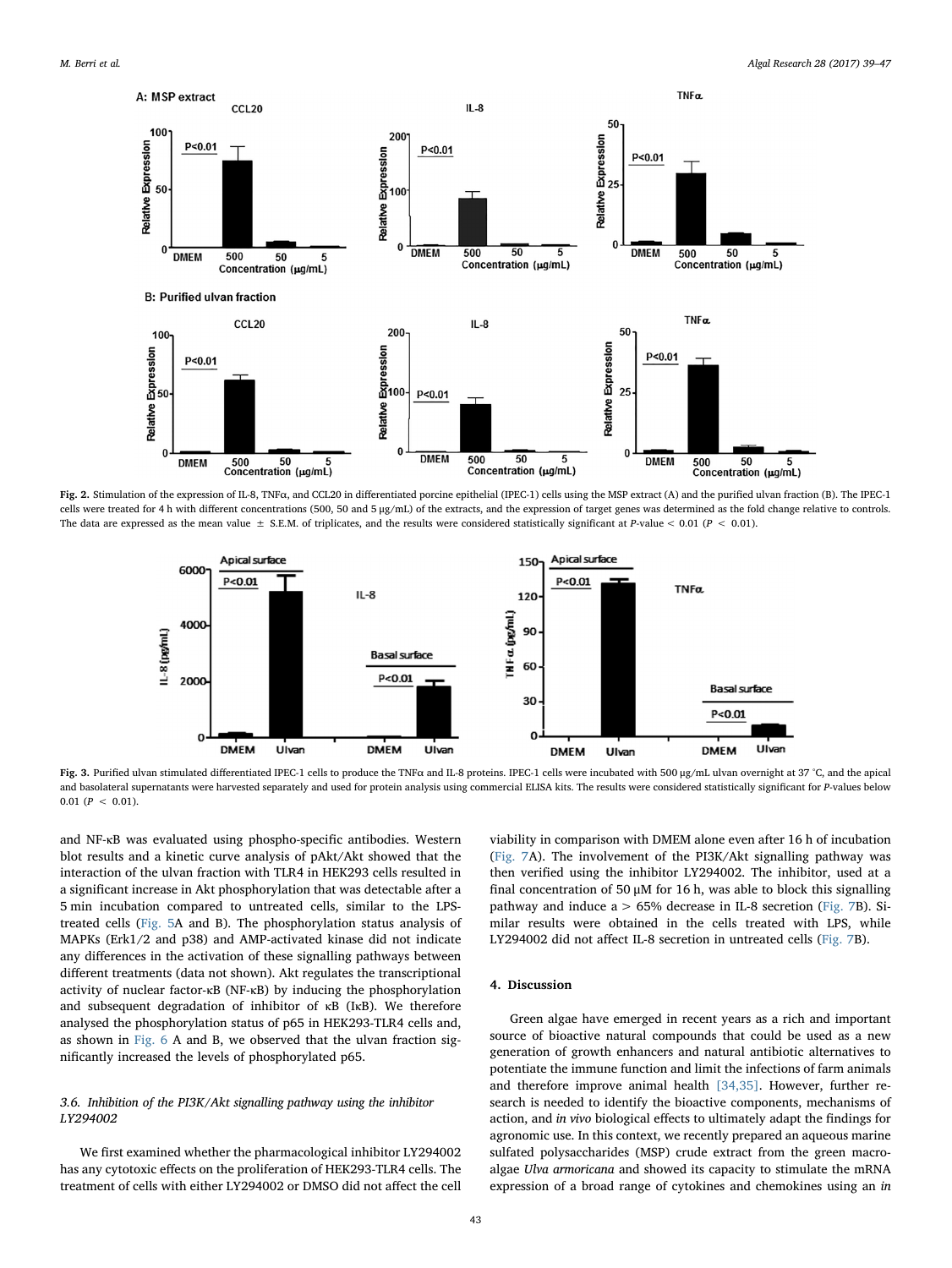**Fig. 2.** Stimulation of the expression of IL-8, TNFα, and CCL20 in differentiated porcine epithelial (IPEC-1) cells using the MSP extract (A) and the purified ulvan fraction (B). The IPEC-1 cells were treated for 4 h with different concentrations (500, 50 and 5 μg/mL) of the extracts, and the expression of target genes was determined as the fold change relative to controls. The data are expressed as the mean value ± S.E.M. of triplicates, and the results were considered statistically significant at P-value < 0.01 ($P < 0.01$).

**Fig. 3.** Purified ulvan stimulated differentiated IPEC-1 cells to produce the TNFα and IL-8 proteins. IPEC-1 cells were incubated with 500 μg/mL ulvan overnight at 37 °C, and the apical and basolateral supernatants were harvested separately and used for protein analysis using commercial ELISA kits. The results were considered statistically significant for P-values below 0.01 ($P < 0.01$).

and NF-κB was evaluated using phospho-specific antibodies. Western blot results and a kinetic curve analysis of pAkt/Akt showed that the interaction of the ulvan fraction with TLR4 in HEK293 cells resulted in a significant increase in Akt phosphorylation that was detectable after a 5 min incubation compared to untreated cells, similar to the LPS-treated cells (Fig. 5A and B). The phosphorylation status analysis of MAPKs (Erk1/2 and p38) and AMP-activated kinase did not indicate any differences in the activation of these signalling pathways between different treatments (data not shown). Akt regulates the transcriptional activity of nuclear factor-κB (NF-κB) by inducing the phosphorylation and subsequent degradation of inhibitor of κB (IκB). We therefore analysed the phosphorylation status of p65 in HEK293-TLR4 cells and, as shown in Fig. 6 A and B, we observed that the ulvan fraction significantly increased the levels of phosphorylated p65.

### 3.6. Inhibition of the PI3K/Akt signalling pathway using the inhibitor LY294002

We first examined whether the pharmacological inhibitor LY294002 has any cytotoxic effects on the proliferation of HEK293-TLR4 cells. The treatment of cells with either LY294002 or DMSO did not affect the cell viability in comparison with DMEM alone even after 16 h of incubation (Fig. 7A). The involvement of the PI3K/Akt signalling pathway was then verified using the inhibitor LY294002. The inhibitor, used at a final concentration of 50 μM for 16 h, was able to block this signalling pathway and induce a > 65% decrease in IL-8 secretion (Fig. 7B). Similar results were obtained in the cells treated with LPS, while LY294002 did not affect IL-8 secretion in untreated cells (Fig. 7B).

## 4. Discussion

Green algae have emerged in recent years as a rich and important source of bioactive natural compounds that could be used as a new generation of growth enhancers and natural antibiotic alternatives to potentiate the immune function and limit the infections of farm animals and therefore improve animal health [34,35]. However, further research is needed to identify the bioactive components, mechanisms of action, and *in vivo* biological effects to ultimately adapt the findings for agronomic use. In this context, we recently prepared an aqueous marine sulfated polysaccharides (MSP) crude extract from the green macroalgae *Ulva armoricana* and showed its capacity to stimulate the mRNA expression of a broad range of cytokines and chemokines using an *in*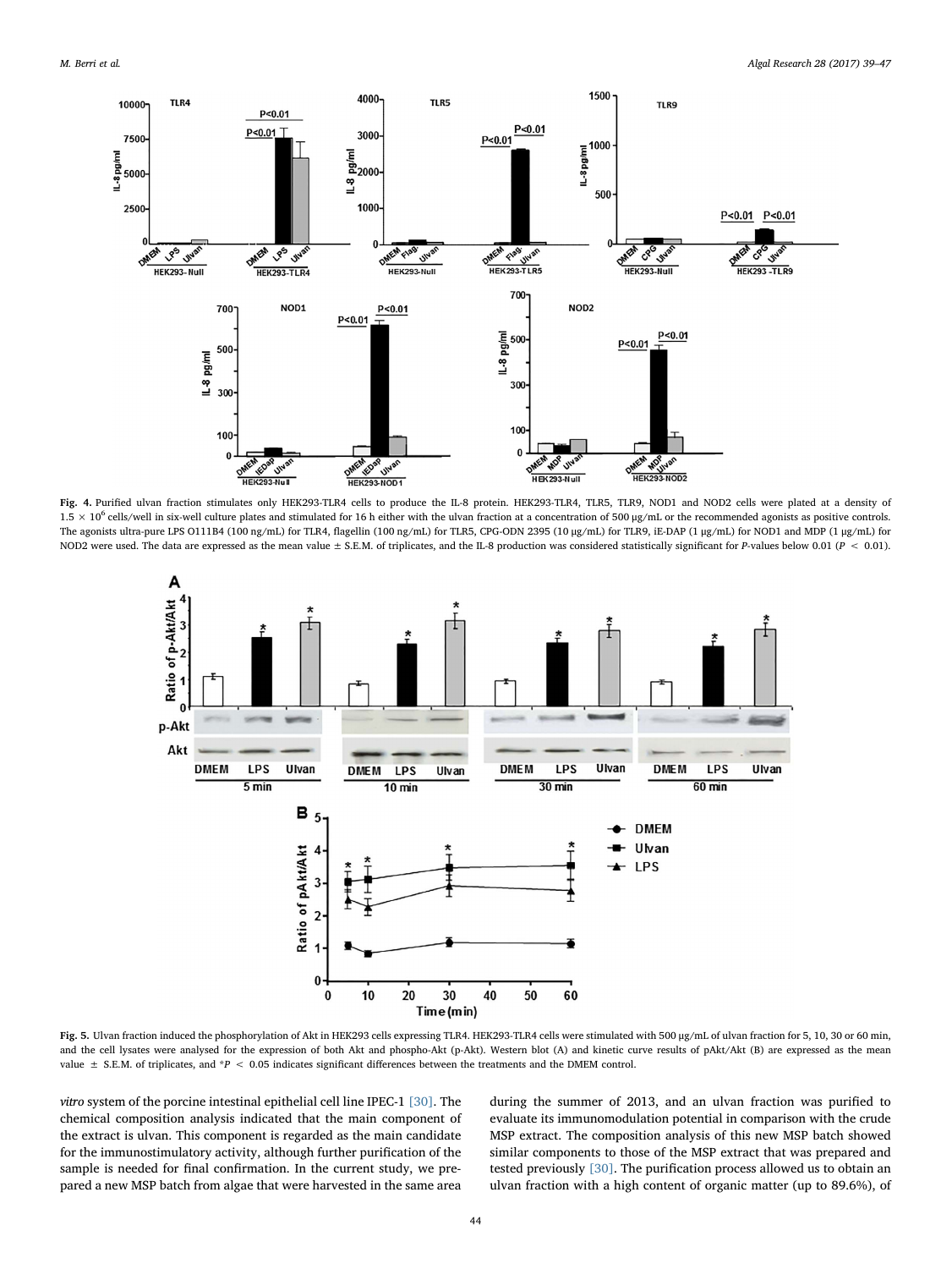Fig. 4. Purified ulvan fraction stimulates only HEK293-TLR4 cells to produce the IL-8 protein. HEK293-TLR4, TLR5, TLR9, NOD1 and NOD2 cells were plated at a density of $1.5 \times 10^6$ cells/well in six-well culture plates and stimulated for 16 h either with the ulvan fraction at a concentration of 500 μg/mL or the recommended agonists as positive controls. The agonists ultra-pure LPS O111B4 (100 ng/mL) for TLR4, flagellin (100 ng/mL) for TLR5, CPG-ODN 2395 (10 μg/mL) for TLR9, iE-DAP (1 μg/mL) for NOD1 and MDP (1 μg/mL) for NOD2 were used. The data are expressed as the mean value ± S.E.M. of triplicates, and the IL-8 production was considered statistically significant for *P*-values below 0.01 ($P < 0.01$).

Fig. 5. Ulvan fraction induced the phosphorylation of Akt in HEK293 cells expressing TLR4. HEK293-TLR4 cells were stimulated with 500 μg/mL of ulvan fraction for 5, 10, 30 or 60 min, and the cell lysates were analysed for the expression of both Akt and phospho-Akt (p-Akt). Western blot (A) and kinetic curve results of pAkt/Akt (B) are expressed as the mean value ± S.E.M. of triplicates, and $^*P < 0.05$ indicates significant differences between the treatments and the DMEM control.

*vitro* system of the porcine intestinal epithelial cell line IPEC-1 [30]. The chemical composition analysis indicated that the main component of the extract is ulvan. This component is regarded as the main candidate for the immunostimulatory activity, although further purification of the sample is needed for final confirmation. In the current study, we prepared a new MSP batch from algae that were harvested in the same area during the summer of 2013, and an ulvan fraction was purified to evaluate its immunomodulation potential in comparison with the crude MSP extract. The composition analysis of this new MSP batch showed similar components to those of the MSP extract that was prepared and tested previously [30]. The purification process allowed us to obtain an ulvan fraction with a high content of organic matter (up to 89.6%), of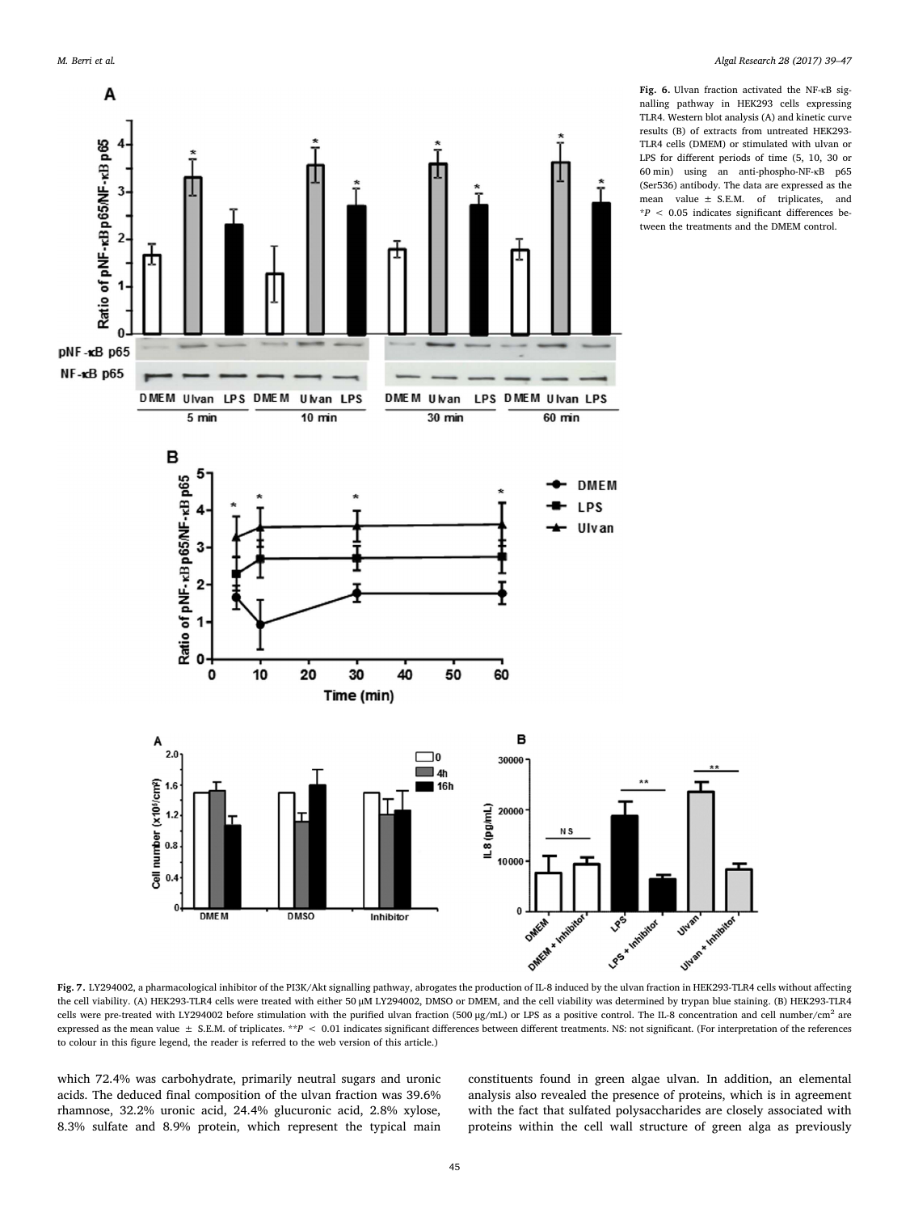**Fig. 6.** Ulvan fraction activated the NF-κB signalling pathway in HEK293 cells expressing TLR4. Western blot analysis (A) and kinetic curve results (B) of extracts from untreated HEK293-TLR4 cells (DMEM) or stimulated with ulvan or LPS for different periods of time (5, 10, 30 or 60 min) using an anti-phospho-NF-κB p65 (Ser536) antibody. The data are expressed as the mean value ± S.E.M. of triplicates, and $*P < 0.05$ indicates significant differences between the treatments and the DMEM control.

**Fig. 7.** LY294002, a pharmacological inhibitor of the PI3K/Akt signalling pathway, abrogates the production of IL-8 induced by the ulvan fraction in HEK293-TLR4 cells without affecting the cell viability. (A) HEK293-TLR4 cells were treated with either 50 μM LY294002, DMSO or DMEM, and the cell viability was determined by trypan blue staining. (B) HEK293-TLR4 cells were pre-treated with LY294002 before stimulation with the purified ulvan fraction (500 μg/mL) or LPS as a positive control. The IL-8 concentration and cell number/cm$^2$ are expressed as the mean value ± S.E.M. of triplicates. $**P < 0.01$ indicates significant differences between different treatments. NS: not significant. (For interpretation of the references to colour in this figure legend, the reader is referred to the web version of this article.)

which 72.4% was carbohydrate, primarily neutral sugars and uronic acids. The deduced final composition of the ulvan fraction was 39.6% rhamnose, 32.2% uronic acid, 24.4% glucuronic acid, 2.8% xylose, 8.3% sulfate and 8.9% protein, which represent the typical main constituents found in green algae ulvan. In addition, an elemental analysis also revealed the presence of proteins, which is in agreement with the fact that sulfated polysaccharides are closely associated with proteins within the cell wall structure of green alga as previously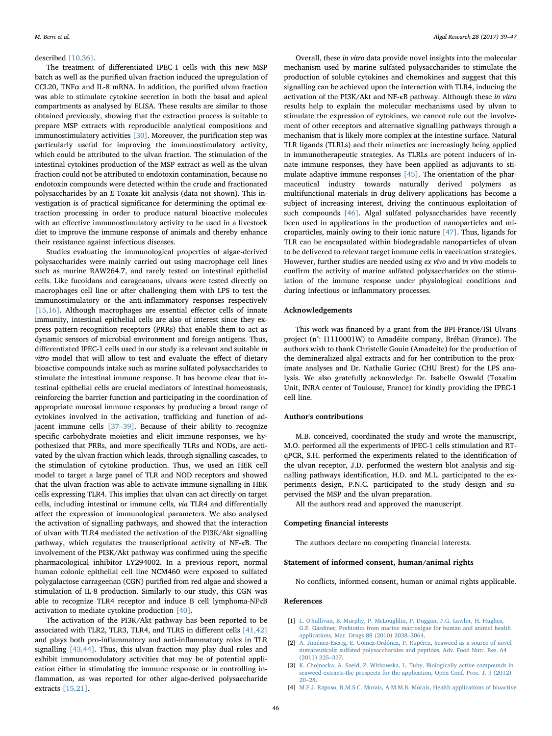described [10,36].

The treatment of differentiated IPEC-1 cells with this new MSP batch as well as the purified ulvan fraction induced the upregulation of CCL20, TNFα and IL-8 mRNA. In addition, the purified ulvan fraction was able to stimulate cytokine secretion in both the basal and apical compartments as analysed by ELISA. These results are similar to those obtained previously, showing that the extraction process is suitable to prepare MSP extracts with reproducible analytical compositions and immunostimulatory activities [30]. Moreover, the purification step was particularly useful for improving the immunostimulatory activity, which could be attributed to the ulvan fraction. The stimulation of the intestinal cytokines production of the MSP extract as well as the ulvan fraction could not be attributed to endotoxin contamination, because no endotoxin compounds were detected within the crude and fractionated polysaccharides by an *E*-Toxate kit analysis (data not shown). This investigation is of practical significance for determining the optimal extraction processing in order to produce natural bioactive molecules with an effective immunostimulatory activity to be used in a livestock diet to improve the immune response of animals and thereby enhance their resistance against infectious diseases.

Studies evaluating the immunological properties of algae-derived polysaccharides were mainly carried out using macrophage cell lines such as murine RAW264.7, and rarely tested on intestinal epithelial cells. Like fucoidans and carageanans, ulvans were tested directly on macrophages cell line or after challenging them with LPS to test the immunostimulatory or the anti-inflammatory responses respectively [15,16]. Although macrophages are essential effector cells of innate immunity, intestinal epithelial cells are also of interest since they express pattern-recognition receptors (PRRs) that enable them to act as dynamic sensors of microbial environment and foreign antigens. Thus, differentiated IPEC-1 cells used in our study is a relevant and suitable *in vitro* model that will allow to test and evaluate the effect of dietary bioactive compounds intake such as marine sulfated polysaccharides to stimulate the intestinal immune response. It has become clear that intestinal epithelial cells are crucial mediators of intestinal homeostasis, reinforcing the barrier function and participating in the coordination of appropriate mucosal immune responses by producing a broad range of cytokines involved in the activation, trafficking and function of adjacent immune cells [37–39]. Because of their ability to recognize specific carbohydrate moieties and elicit immune responses, we hypothesized that PRRs, and more specifically TLRs and NODs, are activated by the ulvan fraction which leads, through signalling cascades, to the stimulation of cytokine production. Thus, we used an HEK cell model to target a large panel of TLR and NOD receptors and showed that the ulvan fraction was able to activate immune signalling in HEK cells expressing TLR4. This implies that ulvan can act directly on target cells, including intestinal or immune cells, *via* TLR4 and differentially affect the expression of immunological parameters. We also analysed the activation of signalling pathways, and showed that the interaction of ulvan with TLR4 mediated the activation of the PI3K/Akt signalling pathway, which regulates the transcriptional activity of NF-κB. The involvement of the PI3K/Akt pathway was confirmed using the specific pharmacological inhibitor LY294002. In a previous report, normal human colonic epithelial cell line NCM460 were exposed to sulfated polygalactose carrageenan (CGN) purified from red algae and showed a stimulation of IL-8 production. Similarly to our study, this CGN was able to recognize TLR4 receptor and induce B cell lymphoma-NFκB activation to mediate cytokine production [40].

The activation of the PI3K/Akt pathway has been reported to be associated with TLR2, TLR3, TLR4, and TLR5 in different cells [41,42] and plays both pro-inflammatory and anti-inflammatory roles in TLR signalling [43,44]. Thus, this ulvan fraction may play dual roles and exhibit immunomodulatory activities that may be of potential application either in stimulating the immune response or in controlling inflammation, as was reported for other algae-derived polysaccharide extracts [15,21].

Overall, these *in vitro* data provide novel insights into the molecular mechanism used by marine sulfated polysaccharides to stimulate the production of soluble cytokines and chemokines and suggest that this signalling can be achieved upon the interaction with TLR4, inducing the activation of the PI3K/Akt and NF-κB pathway. Although these *in vitro* results help to explain the molecular mechanisms used by ulvan to stimulate the expression of cytokines, we cannot rule out the involvement of other receptors and alternative signalling pathways through a mechanism that is likely more complex at the intestine surface. Natural TLR ligands (TLRLs) and their mimetics are increasingly being applied in immunotherapeutic strategies. As TLRLs are potent inducers of innate immune responses, they have been applied as adjuvants to stimulate adaptive immune responses [45]. The orientation of the pharmaceutical industry towards naturally derived polymers as multifunctional materials in drug delivery applications has become a subject of increasing interest, driving the continuous exploitation of such compounds [46]. Algal sulfated polysaccharides have recently been used in applications in the production of nanoparticles and microparticles, mainly owing to their ionic nature [47]. Thus, ligands for TLR can be encapsulated within biodegradable nanoparticles of ulvan to be delivered to relevant target immune cells in vaccination strategies. However, further studies are needed using *ex vivo* and *in vivo* models to confirm the activity of marine sulfated polysaccharides on the stimulation of the immune response under physiological conditions and during infectious or inflammatory processes.

## Acknowledgements

This work was financed by a grant from the BPI-France/ISI Ulvans project (n°: I1110001W) to Amadéite company, Bréhan (France). The authors wish to thank Christelle Gouin (Amadeite) for the production of the demineralized algal extracts and for her contribution to the proximate analyses and Dr. Nathalie Guriec (CHU Brest) for the LPS analysis. We also gratefully acknowledge Dr. Isabelle Oswald (Toxalim Unit, INRA center of Toulouse, France) for kindly providing the IPEC-1 cell line.

## Author's contributions

M.B. conceived, coordinated the study and wrote the manuscript, M.O. performed all the experiments of IPEC-1 cells stimulation and RT-qPCR, S.H. performed the experiments related to the identification of the ulvan receptor, J.D. performed the western blot analysis and signalling pathways identification, H.D. and M.L. participated to the experiments design, P.N.C. participated to the study design and supervised the MSP and the ulvan preparation.

All the authors read and approved the manuscript.

## Competing financial interests

The authors declare no competing financial interests.

## Statement of informed consent, human/animal rights

No conflicts, informed consent, human or animal rights applicable.

## References

[1] L. O'Sullivan, B. Murphy, P. McLoughlin, P. Duggan, P.G. Lawlor, H. Hughes, G.E. Gardiner, Prebiotics from marine macroalgae for human and animal health applications, Mar. Drugs 88 (2010) 2038–2064.

[2] A. Jiménez-Escrig, E. Gómez-Ordóñez, P. Rupérez, Seaweed as a source of novel nutraceuticals: sulfated polysaccharides and peptides, Adv. Food Nutr. Res. 64 (2011) 325–337.

[3] K. Chojnacka, A. Saeid, Z. Witkowska, L. Tuhy, Biologically active compounds in seaweed extracts-the prospects for the application, Open Conf. Proc. J. 3 (2012) 20–28.

[4] M.F.J. Raposo, R.M.S.C. Morais, A.M.M.B. Morais, Health applications of bioactive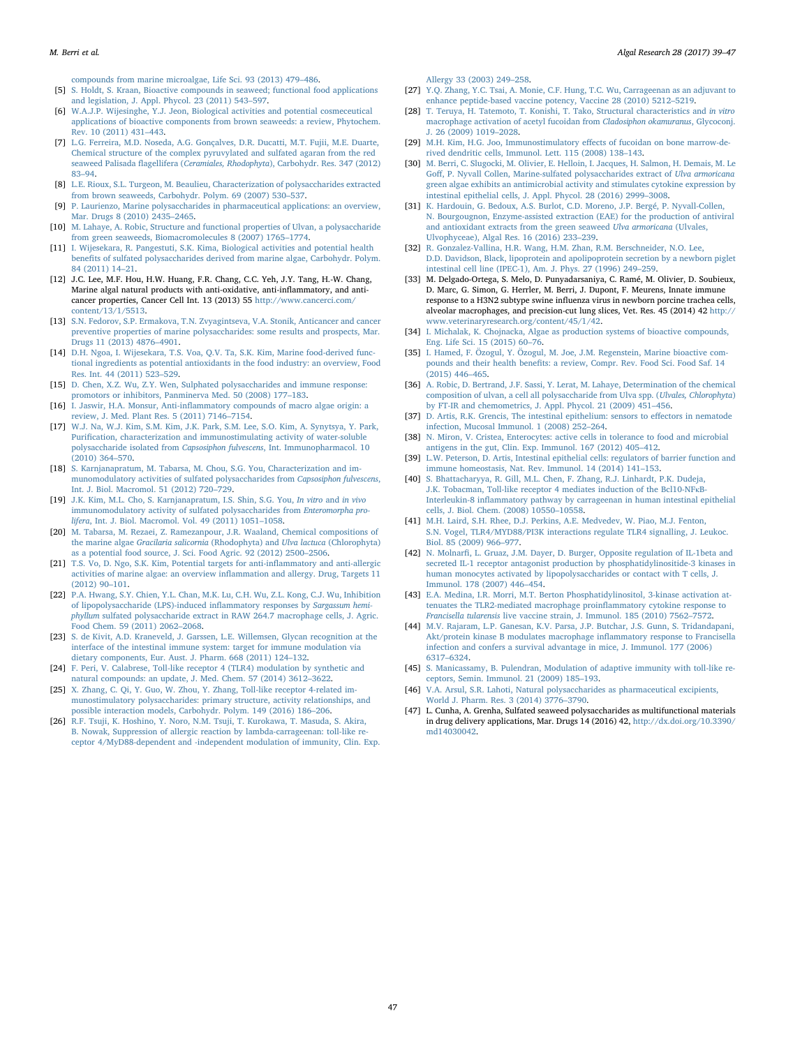compounds from marine microalgae, Life Sci. 93 (2013) 479–486.

[5] S. Holdt, S. Kraan, Bioactive compounds in seaweed; functional food applications and legislation, J. Appl. Phycol. 23 (2011) 543–597.

[6] W.A.J.P. Wijesinghe, Y.J. Jeon, Biological activities and potential cosmeceutical applications of bioactive components from brown seaweeds: a review, Phytochem. Rev. 10 (2011) 431–443.

[7] L.G. Ferreira, M.D. Noseda, A.G. Gonçalves, D.R. Ducatti, M.T. Fujii, M.E. Duarte, Chemical structure of the complex pyruvylated and sulfated agaran from the red seaweed Palisada flagellifera (*Ceramiales, Rhodophyta*), Carbohydr. Res. 347 (2012) 83–94.

[8] L.E. Rioux, S.L. Turgeon, M. Beaulieu, Characterization of polysaccharides extracted from brown seaweeds, Carbohydr. Polym. 69 (2007) 530–537.

[9] P. Laurienzo, Marine polysaccharides in pharmaceutical applications: an overview, Mar. Drugs 8 (2010) 2435–2465.

[10] M. Lahaye, A. Robic, Structure and functional properties of Ulvan, a polysaccharide from green seaweeds, Biomacromolecules 8 (2007) 1765–1774.

[11] I. Wijesekara, R. Pangestuti, S.K. Kima, Biological activities and potential health benefits of sulfated polysaccharides derived from marine algae, Carbohydr. Polym. 84 (2011) 14–21.

[12] J.C. Lee, M.F. Hou, H.W. Huang, F.R. Chang, C.C. Yeh, J.Y. Tang, H.-W. Chang, Marine algal natural products with anti-oxidative, anti-inflammatory, and anti-cancer properties, Cancer Cell Int. 13 (2013) 55 http://www.cancerci.com/content/13/1/5513.

[13] S.N. Fedorov, S.P. Ermakova, T.N. Zvyagintseva, V.A. Stonik, Anticancer and cancer preventive properties of marine polysaccharides: some results and prospects, Mar. Drugs 11 (2013) 4876–4901.

[14] D.H. Ngoa, I. Wijesekara, T.S. Voa, Q.V. Ta, S.K. Kim, Marine food-derived functional ingredients as potential antioxidants in the food industry: an overview, Food Res. Int. 44 (2011) 523–529.

[15] D. Chen, X.Z. Wu, Z.Y. Wen, Sulphated polysaccharides and immune response: promotors or inhibitors, Panminerva Med. 50 (2008) 177–183.

[16] I. Jaswir, H.A. Monsur, Anti-inflammatory compounds of macro algae origin: a review, J. Med. Plant Res. 5 (2011) 7146–7154.

[17] W.J. Na, W.J. Kim, S.M. Kim, J.K. Park, S.M. Lee, S.O. Kim, A. Synytsya, Y. Park, Purification, characterization and immunostimulating activity of water-soluble polysaccharide isolated from *Capsosiphon fulvescens*, Int. Immunopharmacol. 10 (2010) 364–570.

[18] S. Karnjanapratum, M. Tabarsa, M. Chou, S.G. You, Characterization and immunomodulatory activities of sulfated polysaccharides from *Capsosiphon fulvescens*, Int. J. Biol. Macromol. 51 (2012) 720–729.

[19] J.K. Kim, M.L. Cho, S. Karnjanapratum, I.S. Shin, S.G. You, *In vitro* and *in vivo* immunomodulatory activity of sulfated polysaccharides from *Enteromorpha prolifera*, Int. J. Biol. Macromol. Vol. 49 (2011) 1051–1058.

[20] M. Tabarsa, M. Rezaei, Z. Ramezanpour, J.R. Waaland, Chemical compositions of the marine algae *Gracilaria salicornia* (Rhodophyta) and *Ulva lactuca* (Chlorophyta) as a potential food source, J. Sci. Food Agric. 92 (2012) 2500–2506.

[21] T.S. Vo, D. Ngo, S.K. Kim, Potential targets for anti-inflammatory and anti-allergic activities of marine algae: an overview inflammation and allergy. Drug, Targets 11 (2012) 90–101.

[22] P.A. Hwang, S.Y. Chien, Y.L. Chan, M.K. Lu, C.H. Wu, Z.L. Kong, C.J. Wu, Inhibition of lipopolysaccharide (LPS)-induced inflammatory responses by *Sargassum hemiphyllum* sulfated polysaccharide extract in RAW 264.7 macrophage cells, J. Agric. Food Chem. 59 (2011) 2062–2068.

[23] S. de Kivit, A.D. Kraneveld, J. Garssen, L.E. Willemsen, Glycan recognition at the interface of the intestinal immune system: target for immune modulation via dietary components, Eur. Aust. J. Pharm. 668 (2011) 124–132.

[24] F. Peri, V. Calabrese, Toll-like receptor 4 (TLR4) modulation by synthetic and natural compounds: an update, J. Med. Chem. 57 (2014) 3612–3622.

[25] X. Zhang, C. Qi, Y. Guo, W. Zhou, Y. Zhang, Toll-like receptor 4-related immunostimulatory polysaccharides: primary structure, activity relationships, and possible interaction models, Carbohydr. Polym. 149 (2016) 186–206.

[26] R.F. Tsuji, K. Hoshino, Y. Noro, N.M. Tsuji, T. Kurokawa, T. Masuda, S. Akira, B. Nowak, Suppression of allergic reaction by lambda-carrageenan: toll-like receptor 4/MyD88-dependent and -independent modulation of immunity, Clin. Exp. Allergy 33 (2003) 249–258.

[27] Y.Q. Zhang, Y.C. Tsai, A. Monie, C.F. Hung, T.C. Wu, Carrageenan as an adjuvant to enhance peptide-based vaccine potency, Vaccine 28 (2010) 5212–5219.

[28] T. Teruya, H. Tatemoto, T. Konishi, T. Tako, Structural characteristics and *in vitro* macrophage activation of acetyl fucoidan from *Cladosiphon okamuranus*, Glycoconj. J. 26 (2009) 1019–2028.

[29] M.H. Kim, H.G. Joo, Immunostimulatory effects of fucoidan on bone marrow-derived dendritic cells, Immunol. Lett. 115 (2008) 138–143.

[30] M. Berri, C. Slugocki, M. Olivier, E. Helloin, I. Jacques, H. Salmon, H. Demais, M. Le Goff, P. Nyvall Collen, Marine-sulfated polysaccharides extract of *Ulva armoricana* green algae exhibits an antimicrobial activity and stimulates cytokine expression by intestinal epithelial cells, J. Appl. Phycol. 28 (2016) 2999–3008.

[31] K. Hardouin, G. Bedoux, A.S. Burlot, C.D. Moreno, J.P. Bergé, P. Nyvall-Collen, N. Bourgougnon, Enzyme-assisted extraction (EAE) for the production of antiviral and antioxidant extracts from the green seaweed *Ulva armoricana* (Ulvales, Ulvophyceae), Algal Res. 16 (2016) 233–239.

[32] R. Gonzalez-Vallina, H.R. Wang, H.M. Zhan, R.M. Berschneider, N.O. Lee, D.D. Davidson, Black, lipoprotein and apolipoprotein secretion by a newborn piglet intestinal cell line (IPEC-1), Am. J. Phys. 27 (1996) 249–259.

[33] M. Delgado-Ortega, S. Melo, D. Punyadarsaniya, C. Ramé, M. Olivier, D. Soubieux, D. Marc, G. Simon, G. Herrler, M. Berri, J. Dupont, F. Meurens, Innate immune response to a H3N2 subtype swine influenza virus in newborn porcine trachea cells, alveolar macrophages, and precision-cut lung slices, Vet. Res. 45 (2014) 42 http://www.veterinaryresearch.org/content/45/1/42.

[34] I. Michalak, K. Chojnacka, Algae as production systems of bioactive compounds, Eng. Life Sci. 15 (2015) 60–76.

[35] I. Hamed, F. Özogul, Y. Özogul, M. Joe, J.M. Regenstein, Marine bioactive compounds and their health benefits: a review, Compr. Rev. Food Sci. Food Saf. 14 (2015) 446–465.

[36] A. Robic, D. Bertrand, J.F. Sassi, Y. Lerat, M. Lahaye, Determination of the chemical composition of ulvan, a cell wall polysaccharide from Ulva spp. (*Ulvales, Chlorophyta*) by FT-IR and chemometrics, J. Appl. Phycol. 21 (2009) 451–456.

[37] D. Artis, R.K. Grencis, The intestinal epithelium: sensors to effectors in nematode infection, Mucosal Immunol. 1 (2008) 252–264.

[38] N. Miron, V. Cristea, Enterocytes: active cells in tolerance to food and microbial antigens in the gut, Clin. Exp. Immunol. 167 (2012) 405–412.

[39] L.W. Peterson, D. Artis, Intestinal epithelial cells: regulators of barrier function and immune homeostasis, Nat. Rev. Immunol. 14 (2014) 141–153.

[40] S. Bhattacharyya, R. Gill, M.L. Chen, F. Zhang, R.J. Linhardt, P.K. Dudeja, J.K. Tobacman, Toll-like receptor 4 mediates induction of the Bcl10-NFκB-Interleukin-8 inflammatory pathway by carrageenan in human intestinal epithelial cells, J. Biol. Chem. (2008) 10550–10558.

[41] M.H. Laird, S.H. Rhee, D.J. Perkins, A.E. Medvedev, W. Piao, M.J. Fenton, S.N. Vogel, TLR4/MYD88/PI3K interactions regulate TLR4 signalling, J. Leukoc. Biol. 85 (2009) 966–977.

[42] N. Molnarfi, L. Gruaz, J.M. Dayer, D. Burger, Opposite regulation of IL-1beta and secreted IL-1 receptor antagonist production by phosphatidylinositide-3 kinases in human monocytes activated by lipopolysaccharides or contact with T cells, J. Immunol. 178 (2007) 446–454.

[43] E.A. Medina, I.R. Morri, M.T. Berton Phosphatidylinositol, 3-kinase activation attenuates the TLR2-mediated macrophage proinflammatory cytokine response to *Francisella tularensis* live vaccine strain, J. Immunol. 185 (2010) 7562–7572.

[44] M.V. Rajaram, L.P. Ganesan, K.V. Parsa, J.P. Butchar, J.S. Gunn, S. Tridandapani, Akt/protein kinase B modulates macrophage inflammatory response to Francisella infection and confers a survival advantage in mice, J. Immunol. 177 (2006) 6317–6324.

[45] S. Manicassamy, B. Pulendran, Modulation of adaptive immunity with toll-like receptors, Semin. Immunol. 21 (2009) 185–193.

[46] V.A. Arsul, S.R. Lahoti, Natural polysaccharides as pharmaceutical excipients, World J. Pharm. Res. 3 (2014) 3776–3790.

[47] L. Cunha, A. Grenha, Sulfated seaweed polysaccharides as multifunctional materials in drug delivery applications, Mar. Drugs 14 (2016) 42, http://dx.doi.org/10.3390/md14030042.